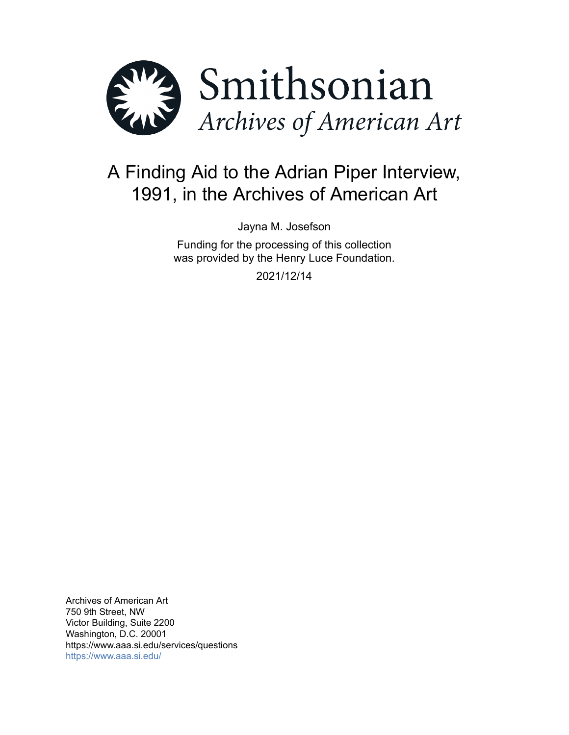Smithsonian

*Archives of American Art*

# A Finding Aid to the Adrian Piper Interview, 1991, in the Archives of American Art

Jayna M. Josefson

Funding for the processing of this collection was provided by the Henry Luce Foundation.

2021/12/14

Archives of American Art
750 9th Street, NW
Victor Building, Suite 2200
Washington, D.C. 20001
https://www.aaa.si.edu/services/questions
https://www.aaa.si.edu/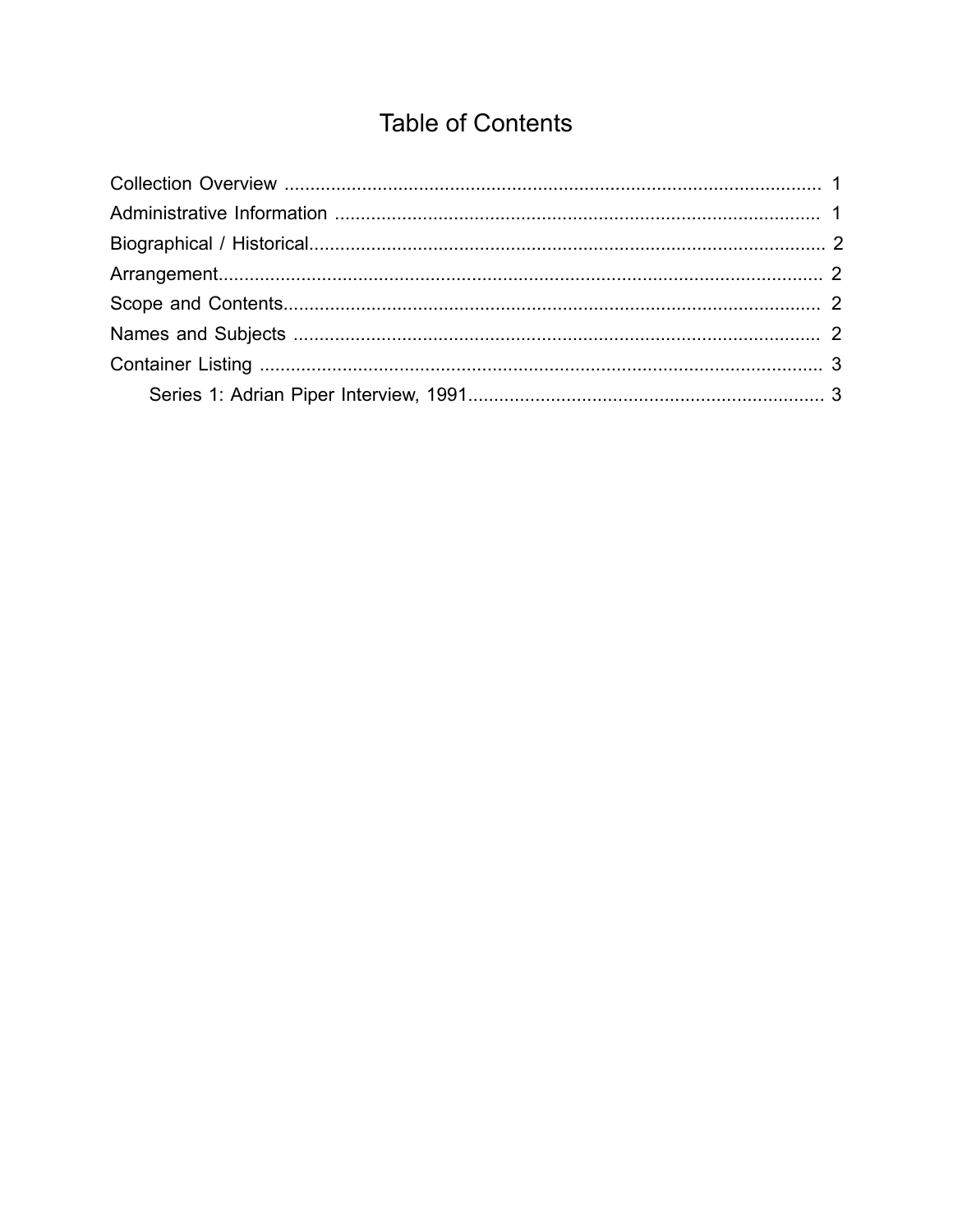# Table of Contents

Collection Overview ........................................................................................................ 1
Administrative Information .............................................................................................. 1
Biographical / Historical.................................................................................................... 2
Arrangement..................................................................................................................... 2
Scope and Contents.......................................................................................................... 2
Names and Subjects ........................................................................................................ 2
Container Listing .............................................................................................................. 3
    Series 1: Adrian Piper Interview, 1991.................................................................... 3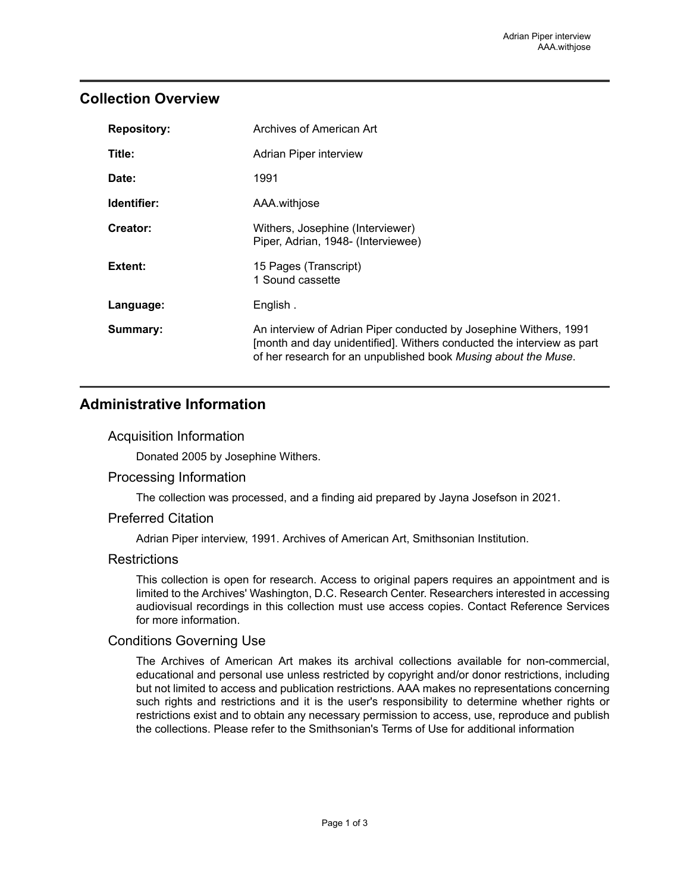## Collection Overview

| | |
|---|---|
| **Repository:** | Archives of American Art |
| **Title:** | Adrian Piper interview |
| **Date:** | 1991 |
| **Identifier:** | AAA.withjose |
| **Creator:** | Withers, Josephine (Interviewer)<br>Piper, Adrian, 1948- (Interviewee) |
| **Extent:** | 15 Pages (Transcript)<br>1 Sound cassette |
| **Language:** | English . |
| **Summary:** | An interview of Adrian Piper conducted by Josephine Withers, 1991 [month and day unidentified]. Withers conducted the interview as part of her research for an unpublished book *Musing about the Muse*. |

## Administrative Information

### Acquisition Information

Donated 2005 by Josephine Withers.

### Processing Information

The collection was processed, and a finding aid prepared by Jayna Josefson in 2021.

### Preferred Citation

Adrian Piper interview, 1991. Archives of American Art, Smithsonian Institution.

### Restrictions

This collection is open for research. Access to original papers requires an appointment and is limited to the Archives' Washington, D.C. Research Center. Researchers interested in accessing audiovisual recordings in this collection must use access copies. Contact Reference Services for more information.

### Conditions Governing Use

The Archives of American Art makes its archival collections available for non-commercial, educational and personal use unless restricted by copyright and/or donor restrictions, including but not limited to access and publication restrictions. AAA makes no representations concerning such rights and restrictions and it is the user's responsibility to determine whether rights or restrictions exist and to obtain any necessary permission to access, use, reproduce and publish the collections. Please refer to the Smithsonian's Terms of Use for additional information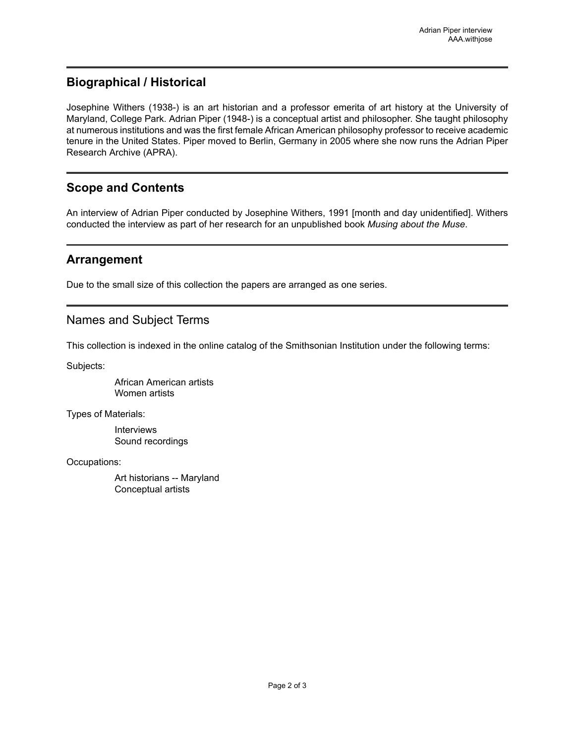## Biographical / Historical

Josephine Withers (1938-) is an art historian and a professor emerita of art history at the University of Maryland, College Park. Adrian Piper (1948-) is a conceptual artist and philosopher. She taught philosophy at numerous institutions and was the first female African American philosophy professor to receive academic tenure in the United States. Piper moved to Berlin, Germany in 2005 where she now runs the Adrian Piper Research Archive (APRA).

## Scope and Contents

An interview of Adrian Piper conducted by Josephine Withers, 1991 [month and day unidentified]. Withers conducted the interview as part of her research for an unpublished book *Musing about the Muse*.

## Arrangement

Due to the small size of this collection the papers are arranged as one series.

## Names and Subject Terms

This collection is indexed in the online catalog of the Smithsonian Institution under the following terms:

Subjects:

- African American artists
- Women artists

Types of Materials:

- Interviews
- Sound recordings

Occupations:

- Art historians -- Maryland
- Conceptual artists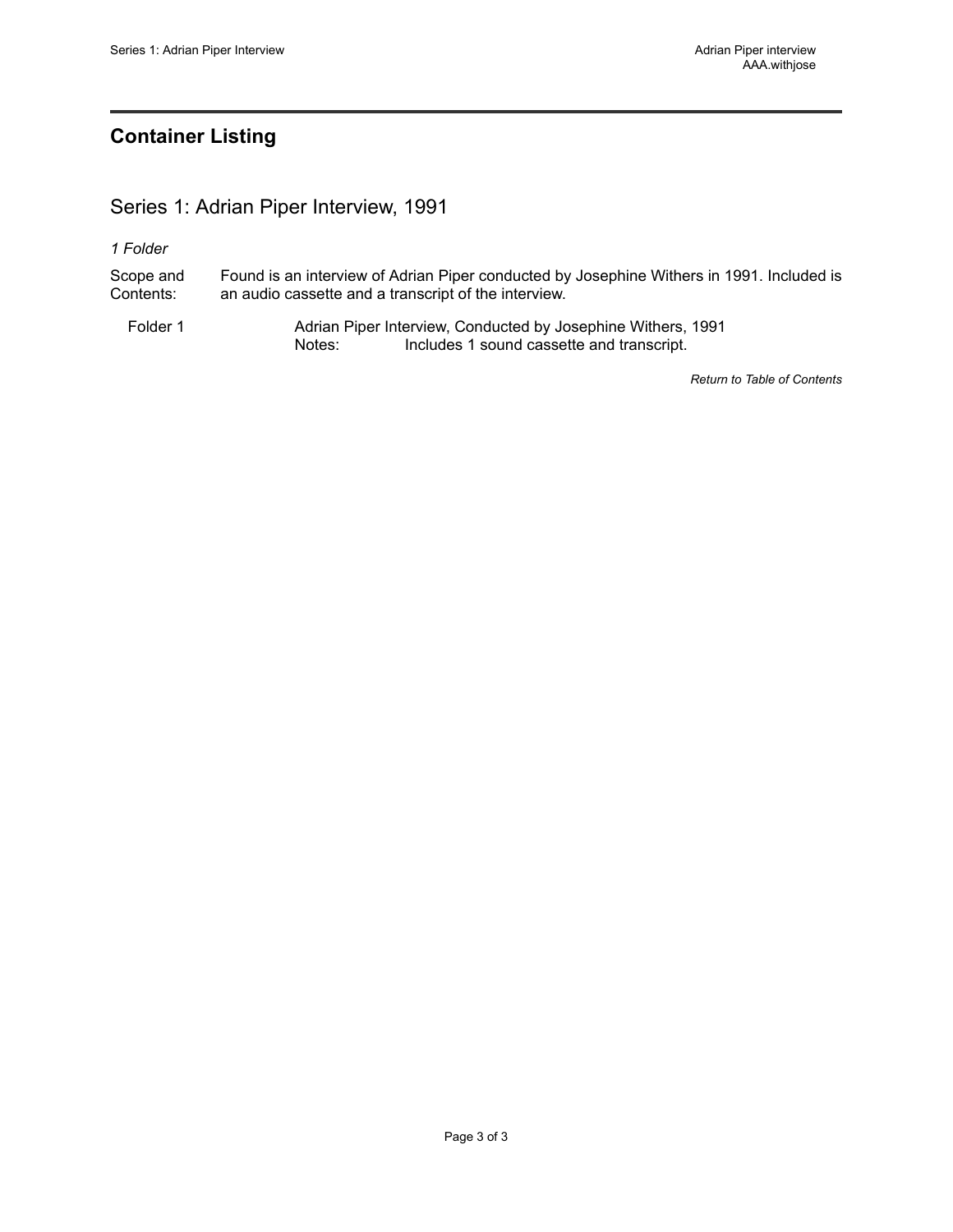## Container Listing

### Series 1: Adrian Piper Interview, 1991

*1 Folder*

Scope and Contents: Found is an interview of Adrian Piper conducted by Josephine Withers in 1991. Included is an audio cassette and a transcript of the interview.

Folder 1 — Adrian Piper Interview, Conducted by Josephine Withers, 1991
Notes: Includes 1 sound cassette and transcript.

*Return to Table of Contents*